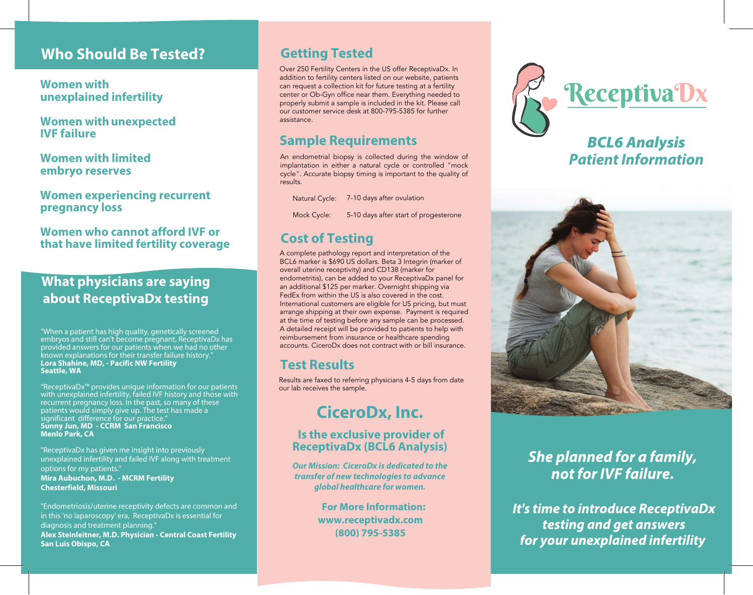## Who Should Be Tested?

**Women with unexplained infertility**

**Women with unexpected IVF failure**

**Women with limited embryo reserves**

**Women experiencing recurrent pregnancy loss**

**Women who cannot afford IVF or that have limited fertility coverage**

## What physicians are saying about ReceptivaDx testing

"When a patient has high quality, genetically screened embryos and still can't become pregnant, ReceptivaDx has provided answers for our patients when we had no other known explanations for their transfer failure history."
**Lora Shahine, MD, - Pacific NW Fertility**
**Seattle, WA**

"ReceptivaDx™ provides unique information for our patients with unexplained infertility, failed IVF history and those with recurrent pregnancy loss. In the past, so many of these patients would simply give up. The test has made a significant difference for our practice."
**Sunny Jun, MD - CCRM San Francisco**
**Menlo Park, CA**

"ReceptivaDx has given me insight into previously unexplained infertility and failed IVF along with treatment options for my patients."
**Mira Aubuchon, M.D. - MCRM Fertility**
**Chesterfield, Missouri**

"Endometriosis/uterine receptivity defects are common and in this 'no laparoscopy' era, ReceptivaDx is essential for diagnosis and treatment planning."
**Alex Steinleitner, M.D. Physician - Central Coast Fertility**
**San Luis Obispo, CA**

## Getting Tested

Over 250 Fertility Centers in the US offer ReceptivaDx. In addition to fertility centers listed on our website, patients can request a collection kit for future testing at a fertility center or Ob-Gyn office near them. Everything needed to properly submit a sample is included in the kit. Please call our customer service desk at 800-795-5385 for further assistance.

## Sample Requirements

An endometrial biopsy is collected during the window of implantation in either a natural cycle or controlled "mock cycle". Accurate biopsy timing is important to the quality of results.

| | |
|---|---|
| Natural Cycle: | 7-10 days after ovulation |
| Mock Cycle: | 5-10 days after start of progesterone |

## Cost of Testing

A complete pathology report and interpretation of the BCL6 marker is $690 US dollars. Beta 3 Integrin (marker of overall uterine receptivity) and CD138 (marker for endometritis), can be added to your ReceptivaDx panel for an additional $125 per marker. Overnight shipping via FedEx from within the US is also covered in the cost. International customers are eligible for US pricing, but must arrange shipping at their own expense. Payment is required at the time of testing before any sample can be processed. A detailed receipt will be provided to patients to help with reimbursement from insurance or healthcare spending accounts. CiceroDx does not contract with or bill insurance.

## Test Results

Results are faxed to referring physicians 4-5 days from date our lab receives the sample.

## CiceroDx, Inc.

**Is the exclusive provider of ReceptivaDx (BCL6 Analysis)**

***Our Mission: CiceroDx is dedicated to the transfer of new technologies to advance global healthcare for women.***

**For More Information:**
**www.receptivadx.com**
**(800) 795-5385**

# ReceptivaDx

## *BCL6 Analysis Patient Information*

***She planned for a family, not for IVF failure.***

***It's time to introduce ReceptivaDx testing and get answers for your unexplained infertility***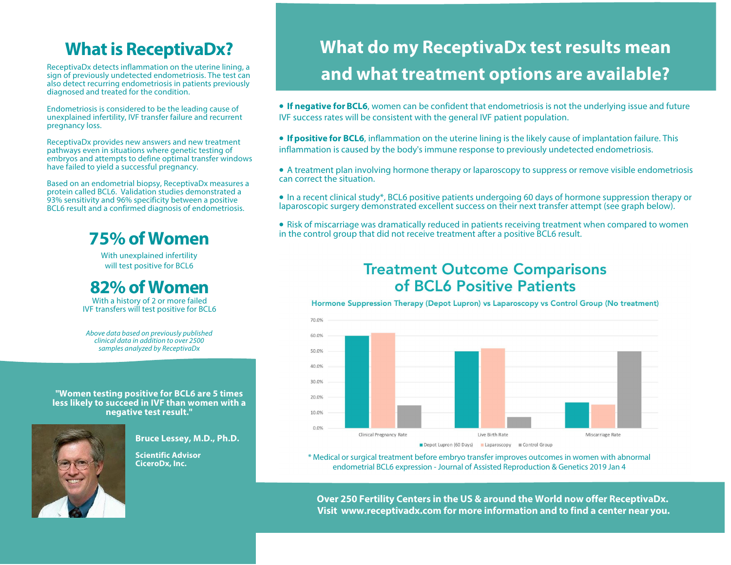# What is ReceptivaDx?

ReceptivaDx detects inflammation on the uterine lining, a sign of previously undetected endometriosis. The test can also detect recurring endometriosis in patients previously diagnosed and treated for the condition.

Endometriosis is considered to be the leading cause of unexplained infertility, IVF transfer failure and recurrent pregnancy loss.

ReceptivaDx provides new answers and new treatment pathways even in situations where genetic testing of embryos and attempts to define optimal transfer windows have failed to yield a successful pregnancy.

Based on an endometrial biopsy, ReceptivaDx measures a protein called BCL6. Validation studies demonstrated a 93% sensitivity and 96% specificity between a positive BCL6 result and a confirmed diagnosis of endometriosis.

## 75% of Women

With unexplained infertility will test positive for BCL6

## 82% of Women

With a history of 2 or more failed IVF transfers will test positive for BCL6

*Above data based on previously published clinical data in addition to over 2500 samples analyzed by ReceptivaDx*

**"Women testing positive for BCL6 are 5 times less likely to succeed in IVF than women with a negative test result."**

**Bruce Lessey, M.D., Ph.D.**

**Scientific Advisor**
**CiceroDx, Inc.**

# What do my ReceptivaDx test results mean and what treatment options are available?

- **If negative for BCL6**, women can be confident that endometriosis is not the underlying issue and future IVF success rates will be consistent with the general IVF patient population.
- **If positive for BCL6**, inflammation on the uterine lining is the likely cause of implantation failure. This inflammation is caused by the body's immune response to previously undetected endometriosis.
- A treatment plan involving hormone therapy or laparoscopy to suppress or remove visible endometriosis can correct the situation.
- In a recent clinical study*, BCL6 positive patients undergoing 60 days of hormone suppression therapy or laparoscopic surgery demonstrated excellent success on their next transfer attempt (see graph below).
- Risk of miscarriage was dramatically reduced in patients receiving treatment when compared to women in the control group that did not receive treatment after a positive BCL6 result.

## Treatment Outcome Comparisons of BCL6 Positive Patients

Hormone Suppression Therapy (Depot Lupron) vs Laparoscopy vs Control Group (No treatment)

70.0%
60.0%
50.0%
40.0%
30.0%
20.0%
10.0%
0.0%

Clinical Pregnancy Rate
Live Birth Rate
Miscarriage Rate

Depot Lupron (60 Days) Laparoscopy Control Group

\* Medical or surgical treatment before embryo transfer improves outcomes in women with abnormal endometrial BCL6 expression - Journal of Assisted Reproduction & Genetics 2019 Jan 4

**Over 250 Fertility Centers in the US & around the World now offer ReceptivaDx. Visit www.receptivadx.com for more information and to find a center near you.**